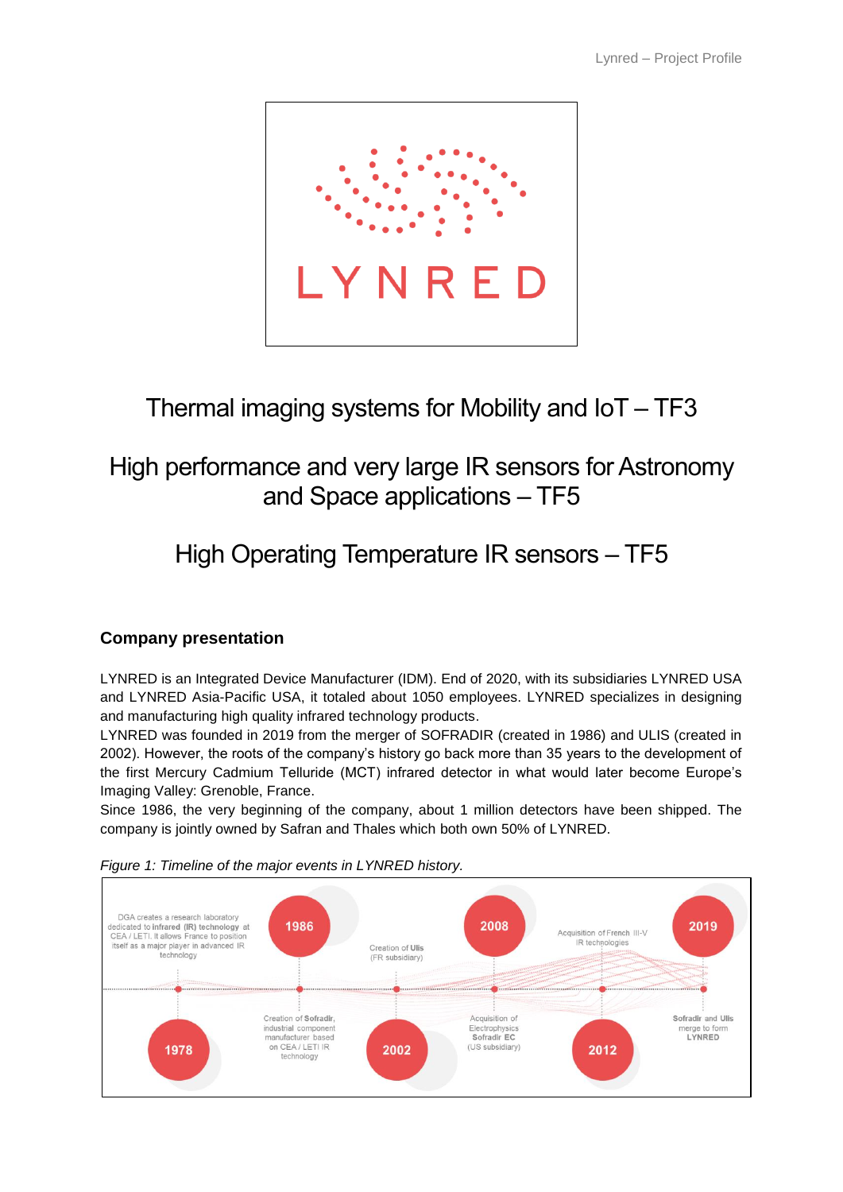LYNRED

# Thermal imaging systems for Mobility and IoT – TF3

# High performance and very large IR sensors for Astronomy and Space applications – TF5

# High Operating Temperature IR sensors – TF5

## Company presentation

LYNRED is an Integrated Device Manufacturer (IDM). End of 2020, with its subsidiaries LYNRED USA and LYNRED Asia-Pacific USA, it totaled about 1050 employees. LYNRED specializes in designing and manufacturing high quality infrared technology products.

LYNRED was founded in 2019 from the merger of SOFRADIR (created in 1986) and ULIS (created in 2002). However, the roots of the company's history go back more than 35 years to the development of the first Mercury Cadmium Telluride (MCT) infrared detector in what would later become Europe's Imaging Valley: Grenoble, France.

Since 1986, the very beginning of the company, about 1 million detectors have been shipped. The company is jointly owned by Safran and Thales which both own 50% of LYNRED.

*Figure 1: Timeline of the major events in LYNRED history.*

- **1978**: DGA creates a research laboratory dedicated to **infrared (IR) technology** at CEA / LETI. It allows France to position itself as a major player in advanced IR technology
- **1986**: Creation of **Sofradir**, industrial component manufacturer based on CEA / LETI IR technology
- **2002**: Creation of **Ulis** (FR subsidiary)
- **2008**: Acquisition of Electrophysics **Sofradir EC** (US subsidiary)
- **2012**: Acquisition of French III-V IR technologies
- **2019**: **Sofradir** and **Ulis** merge to form **LYNRED**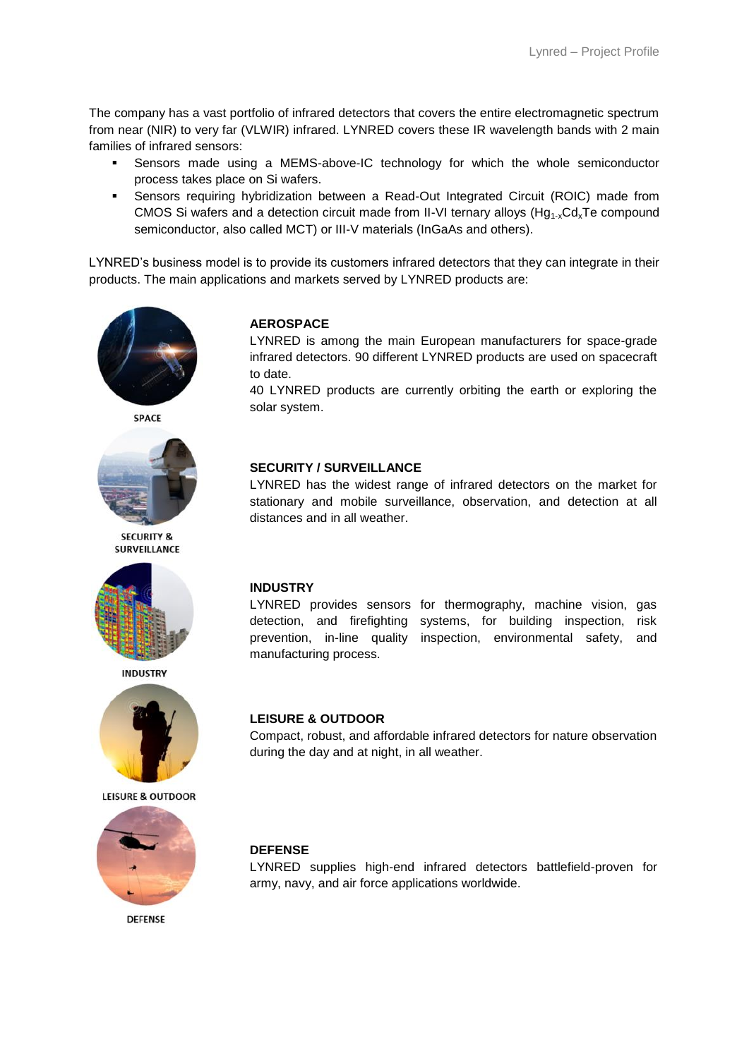The company has a vast portfolio of infrared detectors that covers the entire electromagnetic spectrum from near (NIR) to very far (VLWIR) infrared. LYNRED covers these IR wavelength bands with 2 main families of infrared sensors:

- Sensors made using a MEMS-above-IC technology for which the whole semiconductor process takes place on Si wafers.
- Sensors requiring hybridization between a Read-Out Integrated Circuit (ROIC) made from CMOS Si wafers and a detection circuit made from II-VI ternary alloys ($Hg_{1-x}Cd_xTe$ compound semiconductor, also called MCT) or III-V materials (InGaAs and others).

LYNRED's business model is to provide its customers infrared detectors that they can integrate in their products. The main applications and markets served by LYNRED products are:

SPACE

**AEROSPACE**

LYNRED is among the main European manufacturers for space-grade infrared detectors. 90 different LYNRED products are used on spacecraft to date.

40 LYNRED products are currently orbiting the earth or exploring the solar system.

SECURITY & SURVEILLANCE

**SECURITY / SURVEILLANCE**

LYNRED has the widest range of infrared detectors on the market for stationary and mobile surveillance, observation, and detection at all distances and in all weather.

INDUSTRY

**INDUSTRY**

LYNRED provides sensors for thermography, machine vision, gas detection, and firefighting systems, for building inspection, risk prevention, in-line quality inspection, environmental safety, and manufacturing process.

LEISURE & OUTDOOR

**LEISURE & OUTDOOR**

Compact, robust, and affordable infrared detectors for nature observation during the day and at night, in all weather.

DEFENSE

**DEFENSE**

LYNRED supplies high-end infrared detectors battlefield-proven for army, navy, and air force applications worldwide.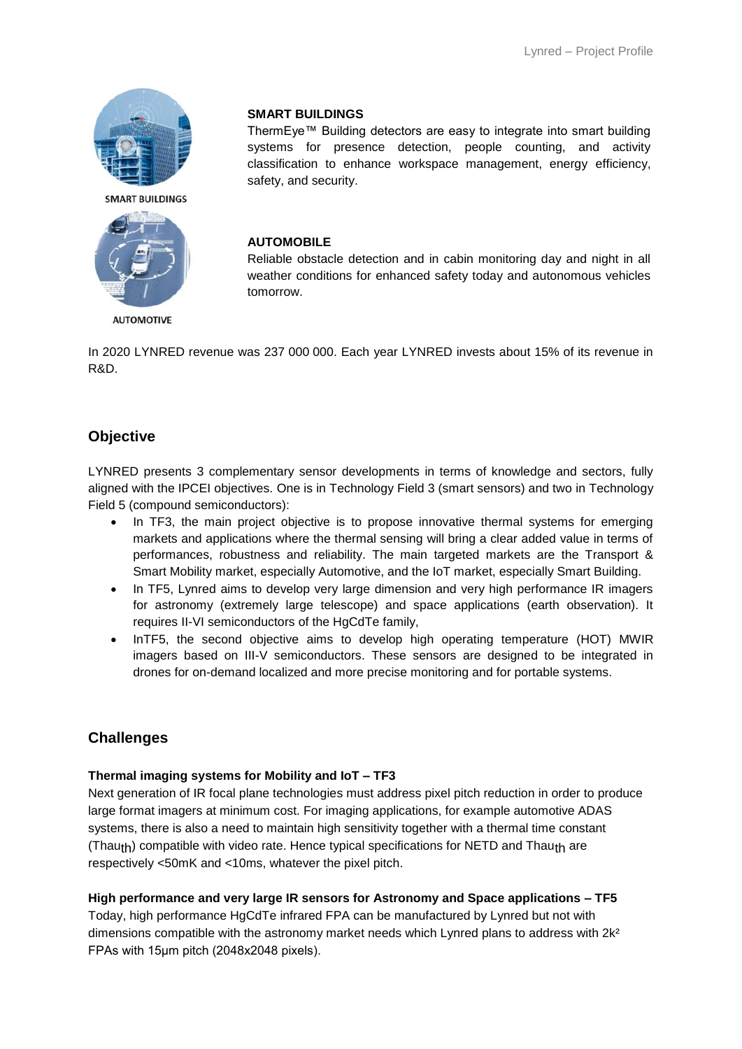**SMART BUILDINGS**

ThermEye™ Building detectors are easy to integrate into smart building systems for presence detection, people counting, and activity classification to enhance workspace management, energy efficiency, safety, and security.

**AUTOMOBILE**

Reliable obstacle detection and in cabin monitoring day and night in all weather conditions for enhanced safety today and autonomous vehicles tomorrow.

In 2020 LYNRED revenue was 237 000 000. Each year LYNRED invests about 15% of its revenue in R&D.

## Objective

LYNRED presents 3 complementary sensor developments in terms of knowledge and sectors, fully aligned with the IPCEI objectives. One is in Technology Field 3 (smart sensors) and two in Technology Field 5 (compound semiconductors):

- In TF3, the main project objective is to propose innovative thermal systems for emerging markets and applications where the thermal sensing will bring a clear added value in terms of performances, robustness and reliability. The main targeted markets are the Transport & Smart Mobility market, especially Automotive, and the IoT market, especially Smart Building.
- In TF5, Lynred aims to develop very large dimension and very high performance IR imagers for astronomy (extremely large telescope) and space applications (earth observation). It requires II-VI semiconductors of the HgCdTe family,
- InTF5, the second objective aims to develop high operating temperature (HOT) MWIR imagers based on III-V semiconductors. These sensors are designed to be integrated in drones for on-demand localized and more precise monitoring and for portable systems.

## Challenges

**Thermal imaging systems for Mobility and IoT – TF3**

Next generation of IR focal plane technologies must address pixel pitch reduction in order to produce large format imagers at minimum cost. For imaging applications, for example automotive ADAS systems, there is also a need to maintain high sensitivity together with a thermal time constant ($Thau_{th}$) compatible with video rate. Hence typical specifications for NETD and $Thau_{th}$ are respectively <50mK and <10ms, whatever the pixel pitch.

**High performance and very large IR sensors for Astronomy and Space applications – TF5**

Today, high performance HgCdTe infrared FPA can be manufactured by Lynred but not with dimensions compatible with the astronomy market needs which Lynred plans to address with $2k^2$ FPAs with 15µm pitch (2048x2048 pixels).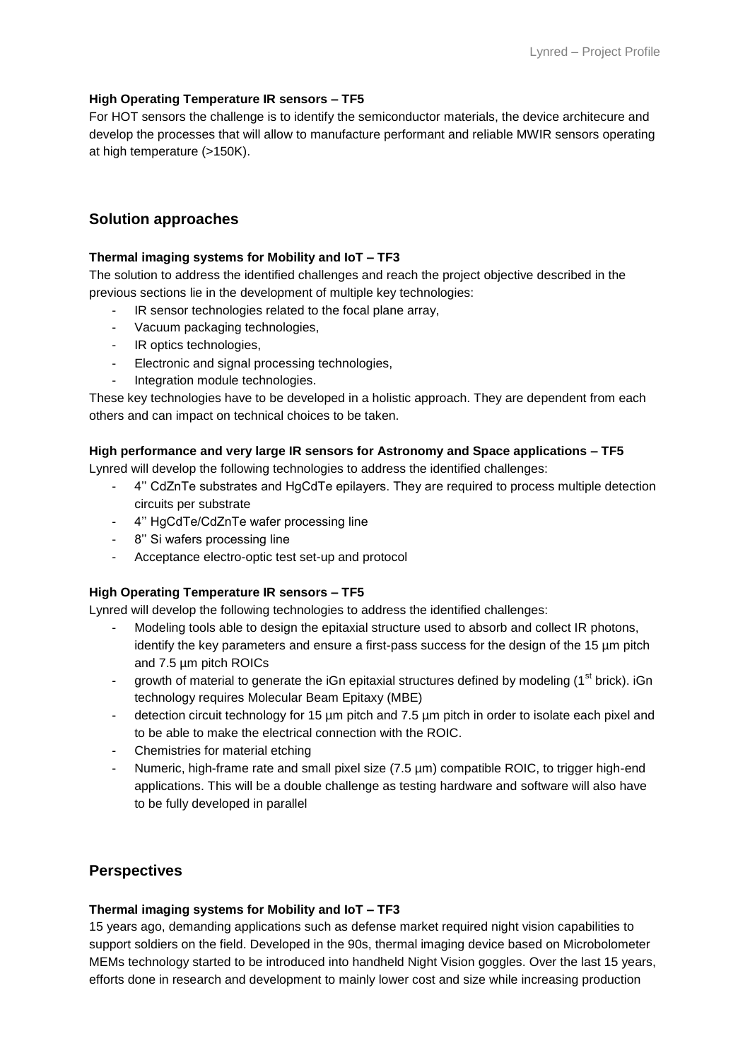**High Operating Temperature IR sensors – TF5**

For HOT sensors the challenge is to identify the semiconductor materials, the device architecure and develop the processes that will allow to manufacture performant and reliable MWIR sensors operating at high temperature (>150K).

## Solution approaches

**Thermal imaging systems for Mobility and IoT – TF3**

The solution to address the identified challenges and reach the project objective described in the previous sections lie in the development of multiple key technologies:

- IR sensor technologies related to the focal plane array,
- Vacuum packaging technologies,
- IR optics technologies,
- Electronic and signal processing technologies,
- Integration module technologies.

These key technologies have to be developed in a holistic approach. They are dependent from each others and can impact on technical choices to be taken.

**High performance and very large IR sensors for Astronomy and Space applications – TF5**

Lynred will develop the following technologies to address the identified challenges:

- 4'' CdZnTe substrates and HgCdTe epilayers. They are required to process multiple detection circuits per substrate
- 4'' HgCdTe/CdZnTe wafer processing line
- 8'' Si wafers processing line
- Acceptance electro-optic test set-up and protocol

**High Operating Temperature IR sensors – TF5**

Lynred will develop the following technologies to address the identified challenges:

- Modeling tools able to design the epitaxial structure used to absorb and collect IR photons, identify the key parameters and ensure a first-pass success for the design of the 15 µm pitch and 7.5 µm pitch ROICs
- growth of material to generate the iGn epitaxial structures defined by modeling (1st brick). iGn technology requires Molecular Beam Epitaxy (MBE)
- detection circuit technology for 15 µm pitch and 7.5 µm pitch in order to isolate each pixel and to be able to make the electrical connection with the ROIC.
- Chemistries for material etching
- Numeric, high-frame rate and small pixel size (7.5 µm) compatible ROIC, to trigger high-end applications. This will be a double challenge as testing hardware and software will also have to be fully developed in parallel

## Perspectives

**Thermal imaging systems for Mobility and IoT – TF3**

15 years ago, demanding applications such as defense market required night vision capabilities to support soldiers on the field. Developed in the 90s, thermal imaging device based on Microbolometer MEMs technology started to be introduced into handheld Night Vision goggles. Over the last 15 years, efforts done in research and development to mainly lower cost and size while increasing production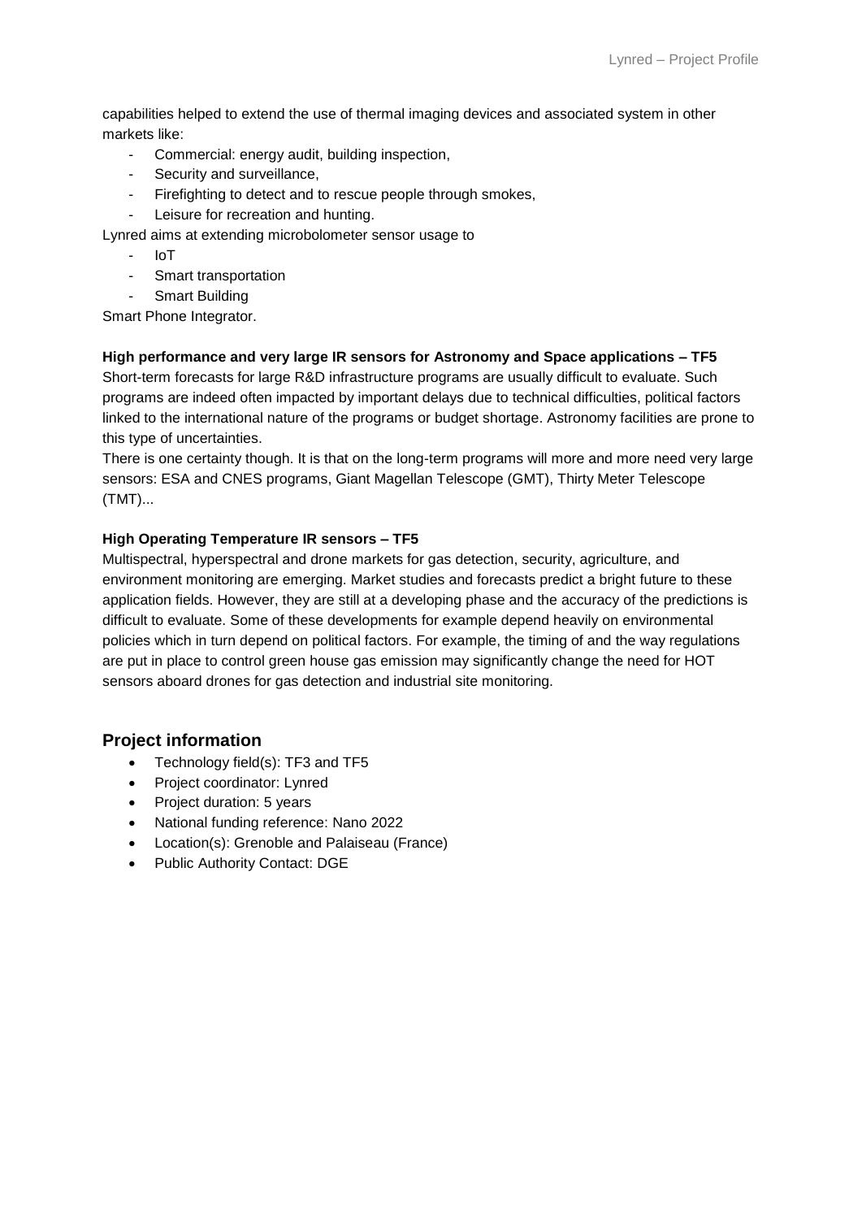capabilities helped to extend the use of thermal imaging devices and associated system in other markets like:

- Commercial: energy audit, building inspection,
- Security and surveillance,
- Firefighting to detect and to rescue people through smokes,
- Leisure for recreation and hunting.

Lynred aims at extending microbolometer sensor usage to

- IoT
- Smart transportation
- Smart Building

Smart Phone Integrator.

**High performance and very large IR sensors for Astronomy and Space applications – TF5**

Short-term forecasts for large R&D infrastructure programs are usually difficult to evaluate. Such programs are indeed often impacted by important delays due to technical difficulties, political factors linked to the international nature of the programs or budget shortage. Astronomy facilities are prone to this type of uncertainties.

There is one certainty though. It is that on the long-term programs will more and more need very large sensors: ESA and CNES programs, Giant Magellan Telescope (GMT), Thirty Meter Telescope (TMT)...

**High Operating Temperature IR sensors – TF5**

Multispectral, hyperspectral and drone markets for gas detection, security, agriculture, and environment monitoring are emerging. Market studies and forecasts predict a bright future to these application fields. However, they are still at a developing phase and the accuracy of the predictions is difficult to evaluate. Some of these developments for example depend heavily on environmental policies which in turn depend on political factors. For example, the timing of and the way regulations are put in place to control green house gas emission may significantly change the need for HOT sensors aboard drones for gas detection and industrial site monitoring.

## Project information

- Technology field(s): TF3 and TF5
- Project coordinator: Lynred
- Project duration: 5 years
- National funding reference: Nano 2022
- Location(s): Grenoble and Palaiseau (France)
- Public Authority Contact: DGE